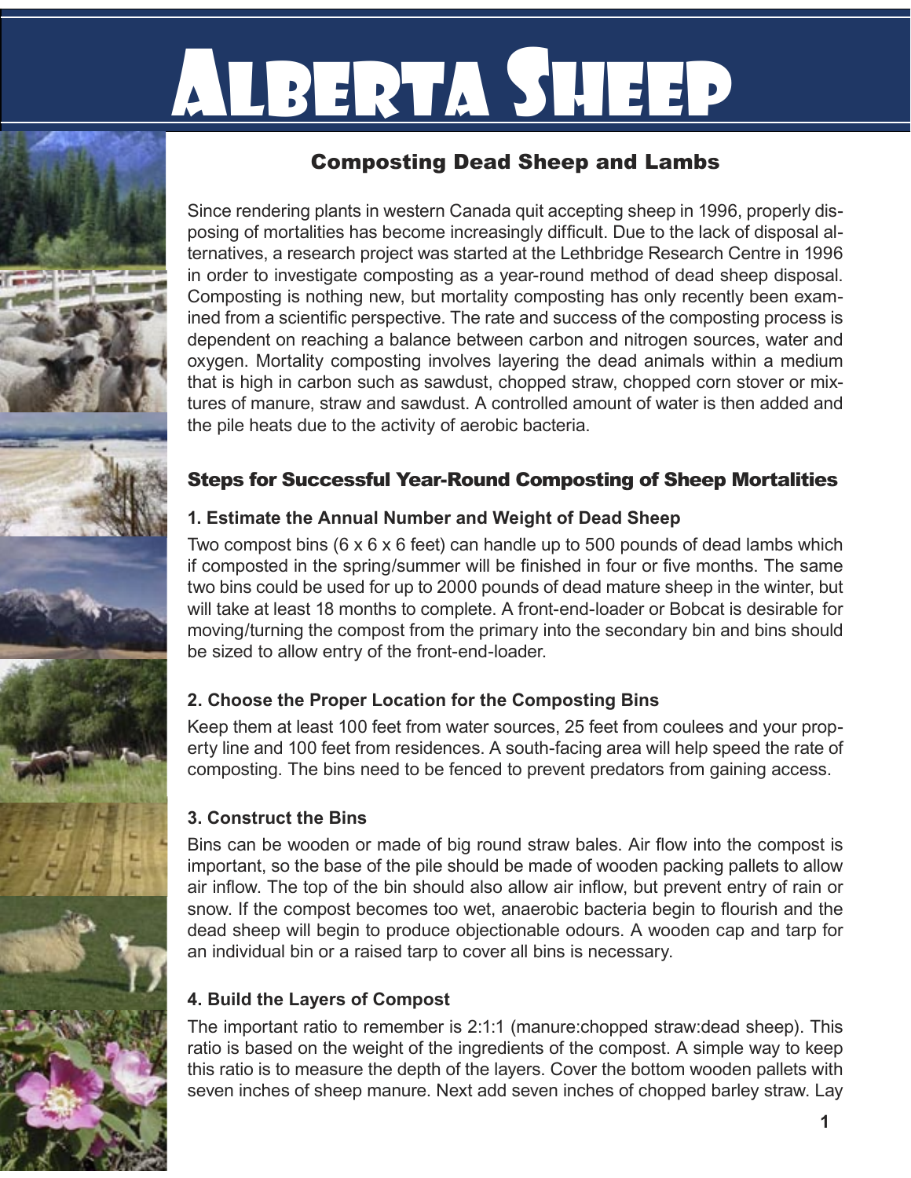# Alberta Sheep

## Composting Dead Sheep and Lambs

Since rendering plants in western Canada quit accepting sheep in 1996, properly disposing of mortalities has become increasingly difficult. Due to the lack of disposal alternatives, a research project was started at the Lethbridge Research Centre in 1996 in order to investigate composting as a year-round method of dead sheep disposal. Composting is nothing new, but mortality composting has only recently been examined from a scientific perspective. The rate and success of the composting process is dependent on reaching a balance between carbon and nitrogen sources, water and oxygen. Mortality composting involves layering the dead animals within a medium that is high in carbon such as sawdust, chopped straw, chopped corn stover or mixtures of manure, straw and sawdust. A controlled amount of water is then added and the pile heats due to the activity of aerobic bacteria.

## Steps for Successful Year-Round Composting of Sheep Mortalities

### 1. Estimate the Annual Number and Weight of Dead Sheep

Two compost bins (6 x 6 x 6 feet) can handle up to 500 pounds of dead lambs which if composted in the spring/summer will be finished in four or five months. The same two bins could be used for up to 2000 pounds of dead mature sheep in the winter, but will take at least 18 months to complete. A front-end-loader or Bobcat is desirable for moving/turning the compost from the primary into the secondary bin and bins should be sized to allow entry of the front-end-loader.

### 2. Choose the Proper Location for the Composting Bins

Keep them at least 100 feet from water sources, 25 feet from coulees and your property line and 100 feet from residences. A south-facing area will help speed the rate of composting. The bins need to be fenced to prevent predators from gaining access.

### 3. Construct the Bins

Bins can be wooden or made of big round straw bales. Air flow into the compost is important, so the base of the pile should be made of wooden packing pallets to allow air inflow. The top of the bin should also allow air inflow, but prevent entry of rain or snow. If the compost becomes too wet, anaerobic bacteria begin to flourish and the dead sheep will begin to produce objectionable odours. A wooden cap and tarp for an individual bin or a raised tarp to cover all bins is necessary.

### 4. Build the Layers of Compost

The important ratio to remember is 2:1:1 (manure:chopped straw:dead sheep). This ratio is based on the weight of the ingredients of the compost. A simple way to keep this ratio is to measure the depth of the layers. Cover the bottom wooden pallets with seven inches of sheep manure. Next add seven inches of chopped barley straw. Lay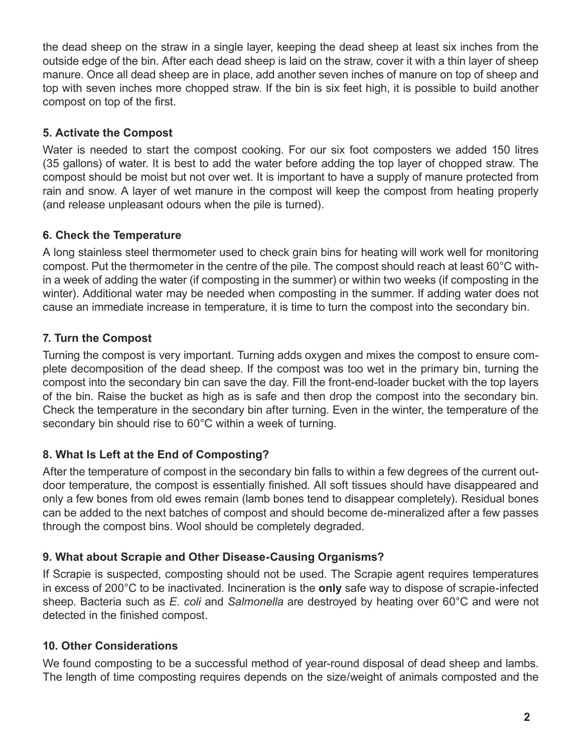the dead sheep on the straw in a single layer, keeping the dead sheep at least six inches from the outside edge of the bin. After each dead sheep is laid on the straw, cover it with a thin layer of sheep manure. Once all dead sheep are in place, add another seven inches of manure on top of sheep and top with seven inches more chopped straw. If the bin is six feet high, it is possible to build another compost on top of the first.

### 5. Activate the Compost

Water is needed to start the compost cooking. For our six foot composters we added 150 litres (35 gallons) of water. It is best to add the water before adding the top layer of chopped straw. The compost should be moist but not over wet. It is important to have a supply of manure protected from rain and snow. A layer of wet manure in the compost will keep the compost from heating properly (and release unpleasant odours when the pile is turned).

### 6. Check the Temperature

A long stainless steel thermometer used to check grain bins for heating will work well for monitoring compost. Put the thermometer in the centre of the pile. The compost should reach at least 60°C within a week of adding the water (if composting in the summer) or within two weeks (if composting in the winter). Additional water may be needed when composting in the summer. If adding water does not cause an immediate increase in temperature, it is time to turn the compost into the secondary bin.

### 7. Turn the Compost

Turning the compost is very important. Turning adds oxygen and mixes the compost to ensure complete decomposition of the dead sheep. If the compost was too wet in the primary bin, turning the compost into the secondary bin can save the day. Fill the front-end-loader bucket with the top layers of the bin. Raise the bucket as high as is safe and then drop the compost into the secondary bin. Check the temperature in the secondary bin after turning. Even in the winter, the temperature of the secondary bin should rise to 60°C within a week of turning.

### 8. What Is Left at the End of Composting?

After the temperature of compost in the secondary bin falls to within a few degrees of the current outdoor temperature, the compost is essentially finished. All soft tissues should have disappeared and only a few bones from old ewes remain (lamb bones tend to disappear completely). Residual bones can be added to the next batches of compost and should become de-mineralized after a few passes through the compost bins. Wool should be completely degraded.

### 9. What about Scrapie and Other Disease-Causing Organisms?

If Scrapie is suspected, composting should not be used. The Scrapie agent requires temperatures in excess of 200°C to be inactivated. Incineration is the **only** safe way to dispose of scrapie-infected sheep. Bacteria such as *E. coli* and *Salmonella* are destroyed by heating over 60°C and were not detected in the finished compost.

### 10. Other Considerations

We found composting to be a successful method of year-round disposal of dead sheep and lambs. The length of time composting requires depends on the size/weight of animals composted and the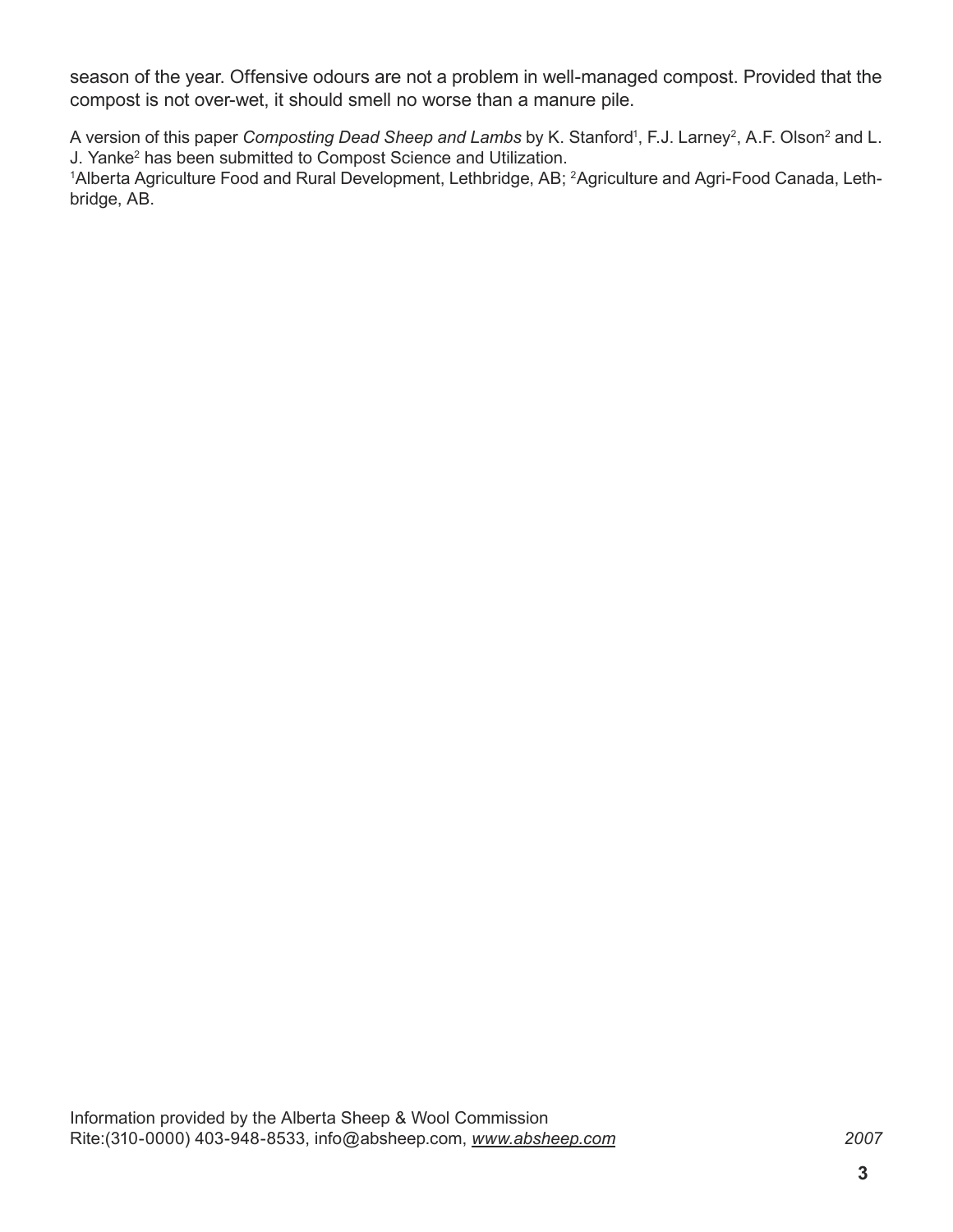season of the year. Offensive odours are not a problem in well-managed compost. Provided that the compost is not over-wet, it should smell no worse than a manure pile.

A version of this paper *Composting Dead Sheep and Lambs* by K. Stanford[1], F.J. Larney[2], A.F. Olson[2] and L. J. Yanke[2] has been submitted to Compost Science and Utilization.

[1]Alberta Agriculture Food and Rural Development, Lethbridge, AB; [2]Agriculture and Agri-Food Canada, Lethbridge, AB.

Information provided by the Alberta Sheep & Wool Commission
Rite:(310-0000) 403-948-8533, info@absheep.com, *www.absheep.com* *2007*